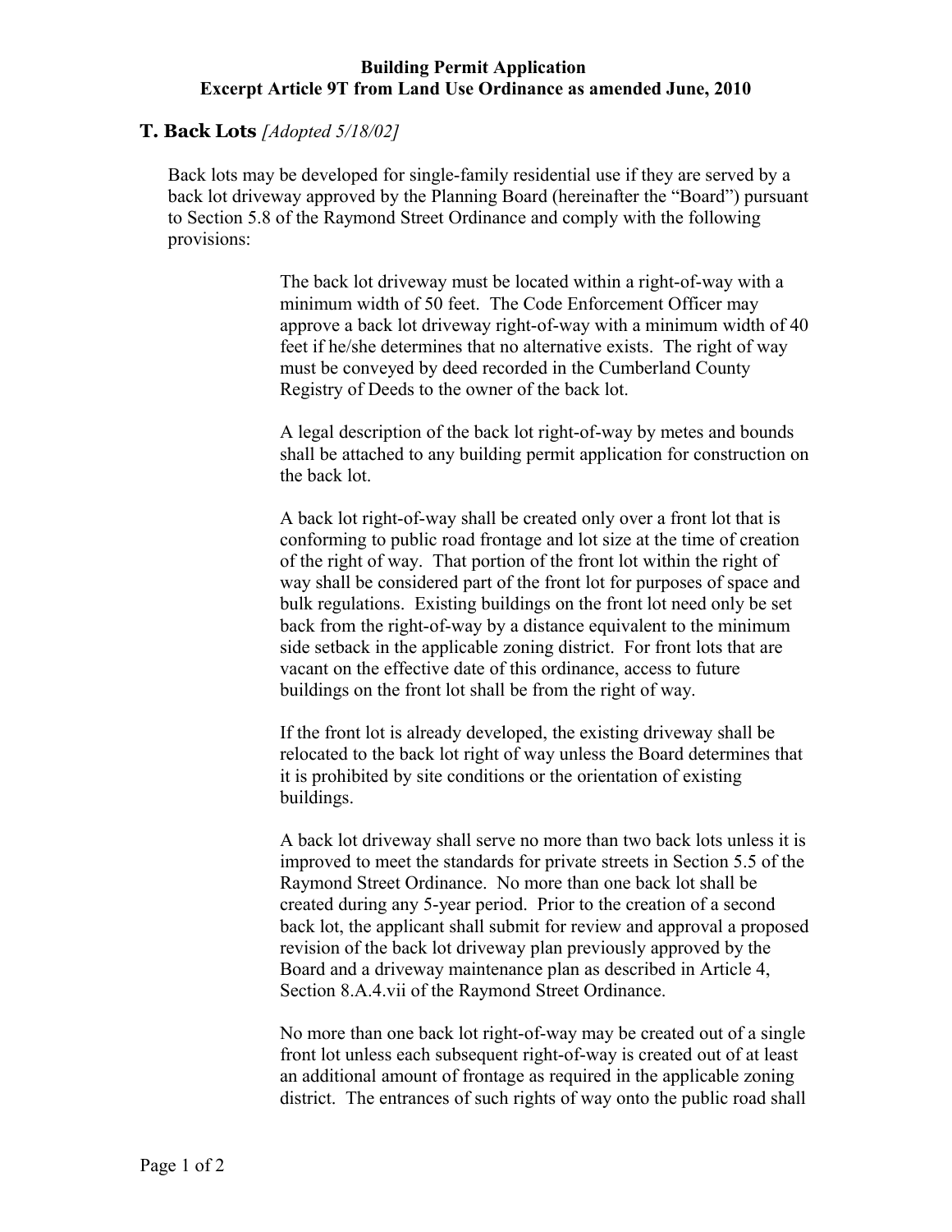**Building Permit Application**
**Excerpt Article 9T from Land Use Ordinance as amended June, 2010**

## T. Back Lots *[Adopted 5/18/02]*

Back lots may be developed for single-family residential use if they are served by a back lot driveway approved by the Planning Board (hereinafter the "Board") pursuant to Section 5.8 of the Raymond Street Ordinance and comply with the following provisions:

The back lot driveway must be located within a right-of-way with a minimum width of 50 feet. The Code Enforcement Officer may approve a back lot driveway right-of-way with a minimum width of 40 feet if he/she determines that no alternative exists. The right of way must be conveyed by deed recorded in the Cumberland County Registry of Deeds to the owner of the back lot.

A legal description of the back lot right-of-way by metes and bounds shall be attached to any building permit application for construction on the back lot.

A back lot right-of-way shall be created only over a front lot that is conforming to public road frontage and lot size at the time of creation of the right of way. That portion of the front lot within the right of way shall be considered part of the front lot for purposes of space and bulk regulations. Existing buildings on the front lot need only be set back from the right-of-way by a distance equivalent to the minimum side setback in the applicable zoning district. For front lots that are vacant on the effective date of this ordinance, access to future buildings on the front lot shall be from the right of way.

If the front lot is already developed, the existing driveway shall be relocated to the back lot right of way unless the Board determines that it is prohibited by site conditions or the orientation of existing buildings.

A back lot driveway shall serve no more than two back lots unless it is improved to meet the standards for private streets in Section 5.5 of the Raymond Street Ordinance. No more than one back lot shall be created during any 5-year period. Prior to the creation of a second back lot, the applicant shall submit for review and approval a proposed revision of the back lot driveway plan previously approved by the Board and a driveway maintenance plan as described in Article 4, Section 8.A.4.vii of the Raymond Street Ordinance.

No more than one back lot right-of-way may be created out of a single front lot unless each subsequent right-of-way is created out of at least an additional amount of frontage as required in the applicable zoning district. The entrances of such rights of way onto the public road shall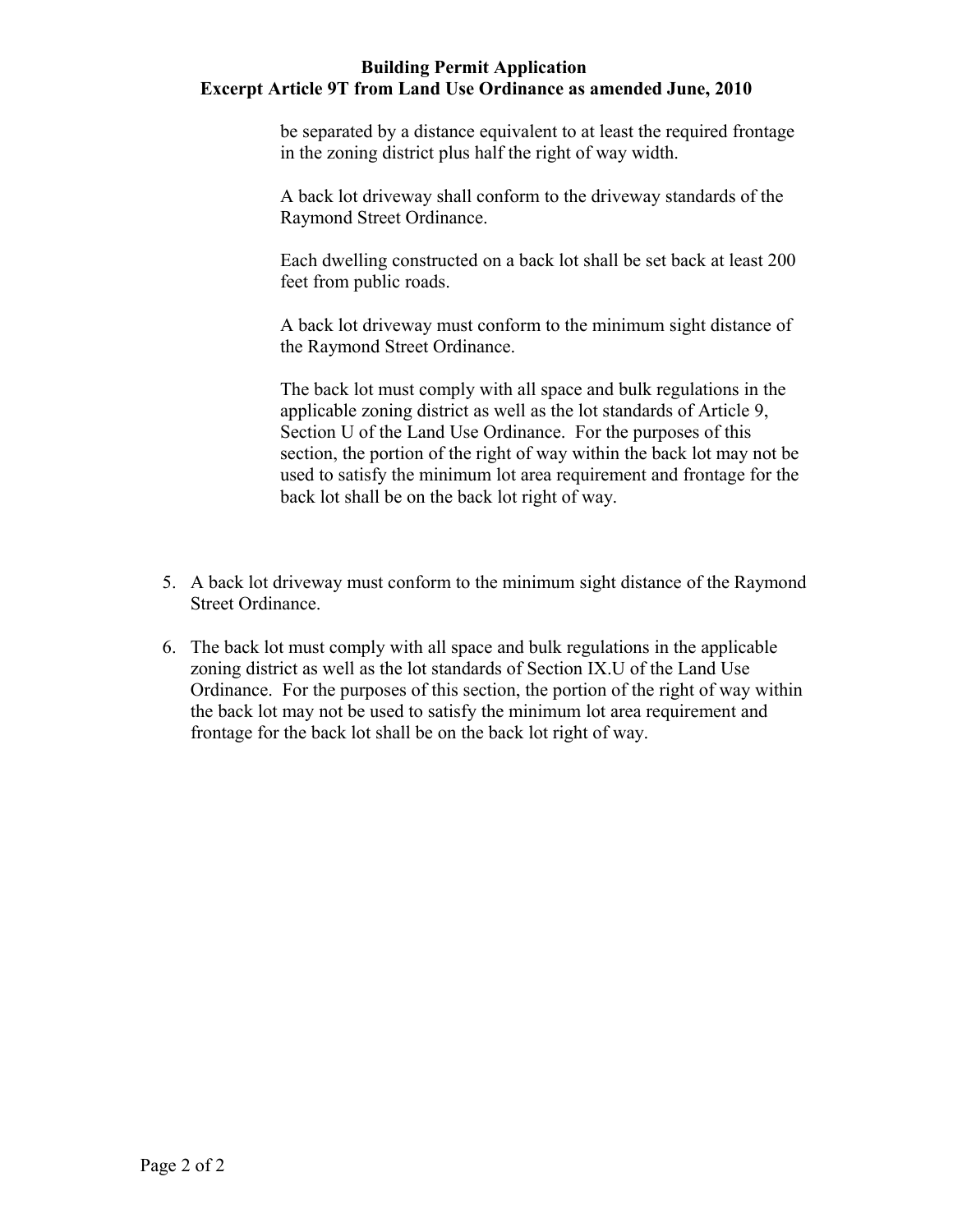be separated by a distance equivalent to at least the required frontage in the zoning district plus half the right of way width.

A back lot driveway shall conform to the driveway standards of the Raymond Street Ordinance.

Each dwelling constructed on a back lot shall be set back at least 200 feet from public roads.

A back lot driveway must conform to the minimum sight distance of the Raymond Street Ordinance.

The back lot must comply with all space and bulk regulations in the applicable zoning district as well as the lot standards of Article 9, Section U of the Land Use Ordinance. For the purposes of this section, the portion of the right of way within the back lot may not be used to satisfy the minimum lot area requirement and frontage for the back lot shall be on the back lot right of way.

5. A back lot driveway must conform to the minimum sight distance of the Raymond Street Ordinance.

6. The back lot must comply with all space and bulk regulations in the applicable zoning district as well as the lot standards of Section IX.U of the Land Use Ordinance. For the purposes of this section, the portion of the right of way within the back lot may not be used to satisfy the minimum lot area requirement and frontage for the back lot shall be on the back lot right of way.